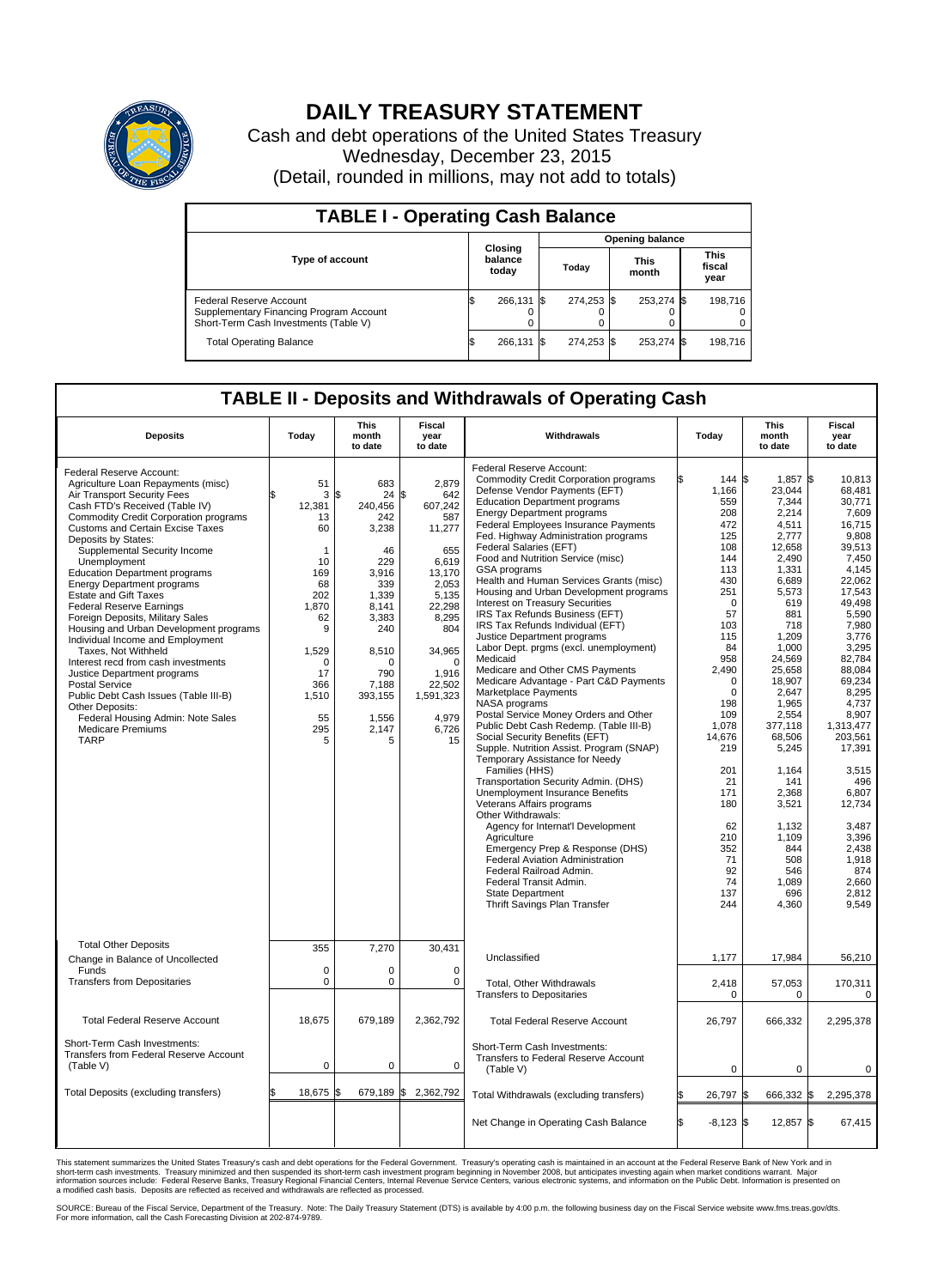# DAILY TREASURY STATEMENT

Cash and debt operations of the United States Treasury
Wednesday, December 23, 2015
(Detail, rounded in millions, may not add to totals)

## TABLE I - Operating Cash Balance

| Type of account | Closing balance today | Opening balance Today | Opening balance This month | Opening balance This fiscal year |
|---|---|---|---|---|
| Federal Reserve Account | $ 266,131 | $ 274,253 | $ 253,274 | $ 198,716 |
| Supplementary Financing Program Account | 0 | 0 | 0 | 0 |
| Short-Term Cash Investments (Table V) | 0 | 0 | 0 | 0 |
| Total Operating Balance | $ 266,131 | $ 274,253 | $ 253,274 | $ 198,716 |

## TABLE II - Deposits and Withdrawals of Operating Cash

| Deposits | Today | This month to date | Fiscal year to date | Withdrawals | Today | This month to date | Fiscal year to date |
|---|---|---|---|---|---|---|---|
| Federal Reserve Account: | | | | Federal Reserve Account: | | | |
| Agriculture Loan Repayments (misc) | 51 | 683 | 2,879 | Commodity Credit Corporation programs | $ 144 | $ 1,857 | $ 10,813 |
| Air Transport Security Fees | $ 3 | $ 24 | $ 642 | Defense Vendor Payments (EFT) | 1,166 | 23,044 | 68,481 |
| Cash FTD's Received (Table IV) | 12,381 | 240,456 | 607,242 | Education Department programs | 559 | 7,344 | 30,771 |
| Commodity Credit Corporation programs | 13 | 242 | 587 | Energy Department programs | 208 | 2,214 | 7,609 |
| Customs and Certain Excise Taxes | 60 | 3,238 | 11,277 | Federal Employees Insurance Payments | 472 | 4,511 | 16,715 |
| Deposits by States: | | | | Fed. Highway Administration programs | 125 | 2,777 | 9,808 |
| Supplemental Security Income | 1 | 46 | 655 | Federal Salaries (EFT) | 108 | 12,658 | 39,513 |
| Unemployment | 10 | 229 | 6,619 | Food and Nutrition Service (misc) | 144 | 2,490 | 7,450 |
| Education Department programs | 169 | 3,916 | 13,170 | GSA programs | 113 | 1,331 | 4,145 |
| Energy Department programs | 68 | 339 | 2,053 | Health and Human Services Grants (misc) | 430 | 6,689 | 22,062 |
| Estate and Gift Taxes | 202 | 1,339 | 5,135 | Housing and Urban Development programs | 251 | 5,573 | 17,543 |
| Federal Reserve Earnings | 1,870 | 8,141 | 22,298 | Interest on Treasury Securities | 0 | 619 | 49,498 |
| Foreign Deposits, Military Sales | 62 | 3,383 | 8,295 | IRS Tax Refunds Business (EFT) | 57 | 881 | 5,590 |
| Housing and Urban Development programs | 9 | 240 | 804 | IRS Tax Refunds Individual (EFT) | 103 | 718 | 7,980 |
| Individual Income and Employment | | | | Justice Department programs | 115 | 1,209 | 3,776 |
| Taxes, Not Withheld | 1,529 | 8,510 | 34,965 | Labor Dept. prgms (excl. unemployment) | 84 | 1,000 | 3,295 |
| Interest recd from cash investments | 0 | 0 | 0 | Medicaid | 958 | 24,569 | 82,784 |
| Justice Department programs | 17 | 790 | 1,916 | Medicare and Other CMS Payments | 2,490 | 25,658 | 88,084 |
| Postal Service | 366 | 7,188 | 22,502 | Medicare Advantage - Part C&D Payments | 0 | 18,907 | 69,234 |
| Public Debt Cash Issues (Table III-B) | 1,510 | 393,155 | 1,591,323 | Marketplace Payments | 0 | 2,647 | 8,295 |
| Other Deposits: | | | | NASA programs | 198 | 1,965 | 4,737 |
| Federal Housing Admin: Note Sales | 55 | 1,556 | 4,979 | Postal Service Money Orders and Other | 109 | 2,554 | 8,907 |
| Medicare Premiums | 295 | 2,147 | 6,726 | Public Debt Cash Redemp. (Table III-B) | 1,078 | 377,118 | 1,313,477 |
| TARP | 5 | 5 | 15 | Social Security Benefits (EFT) | 14,676 | 68,506 | 203,561 |
| | | | | Supple. Nutrition Assist. Program (SNAP) | 219 | 5,245 | 17,391 |
| | | | | Temporary Assistance for Needy Families (HHS) | 201 | 1,164 | 3,515 |
| | | | | Transportation Security Admin. (DHS) | 21 | 141 | 496 |
| | | | | Unemployment Insurance Benefits | 171 | 2,368 | 6,807 |
| | | | | Veterans Affairs programs | 180 | 3,521 | 12,734 |
| | | | | Other Withdrawals: | | | |
| | | | | Agency for Internat'l Development | 62 | 1,132 | 3,487 |
| | | | | Agriculture | 210 | 1,109 | 3,396 |
| | | | | Emergency Prep & Response (DHS) | 352 | 844 | 2,438 |
| | | | | Federal Aviation Administration | 71 | 508 | 1,918 |
| | | | | Federal Railroad Admin. | 92 | 546 | 874 |
| | | | | Federal Transit Admin. | 74 | 1,089 | 2,660 |
| | | | | State Department | 137 | 696 | 2,812 |
| | | | | Thrift Savings Plan Transfer | 244 | 4,360 | 9,549 |
| Total Other Deposits | 355 | 7,270 | 30,431 | Unclassified | 1,177 | 17,984 | 56,210 |
| Change in Balance of Uncollected Funds | 0 | 0 | 0 | | | | |
| Transfers from Depositaries | 0 | 0 | 0 | Total, Other Withdrawals | 2,418 | 57,053 | 170,311 |
| | | | | Transfers to Depositaries | 0 | 0 | 0 |
| Total Federal Reserve Account | 18,675 | 679,189 | 2,362,792 | Total Federal Reserve Account | 26,797 | 666,332 | 2,295,378 |
| Short-Term Cash Investments: Transfers from Federal Reserve Account (Table V) | 0 | 0 | 0 | Short-Term Cash Investments: Transfers to Federal Reserve Account (Table V) | 0 | 0 | 0 |
| Total Deposits (excluding transfers) | $ 18,675 | $ 679,189 | $ 2,362,792 | Total Withdrawals (excluding transfers) | $ 26,797 | $ 666,332 | $ 2,295,378 |
| | | | | Net Change in Operating Cash Balance | $ -8,123 | $ 12,857 | $ 67,415 |

This statement summarizes the United States Treasury's cash and debt operations for the Federal Government. Treasury's operating cash is maintained in an account at the Federal Reserve Bank of New York and in short-term cash investments. Treasury minimized and then suspended its short-term cash investment program beginning in November 2008, but anticipates investing again when market conditions warrant. Major information sources include: Federal Reserve Banks, Treasury Regional Financial Centers, Internal Revenue Service Centers, various electronic systems, and information on the Public Debt. Information is presented on a modified cash basis. Deposits are reflected as received and withdrawals are reflected as processed.

SOURCE: Bureau of the Fiscal Service, Department of the Treasury. Note: The Daily Treasury Statement (DTS) is available by 4:00 p.m. the following business day on the Fiscal Service website www.fms.treas.gov/dts. For more information, call the Cash Forecasting Division at 202-874-9789.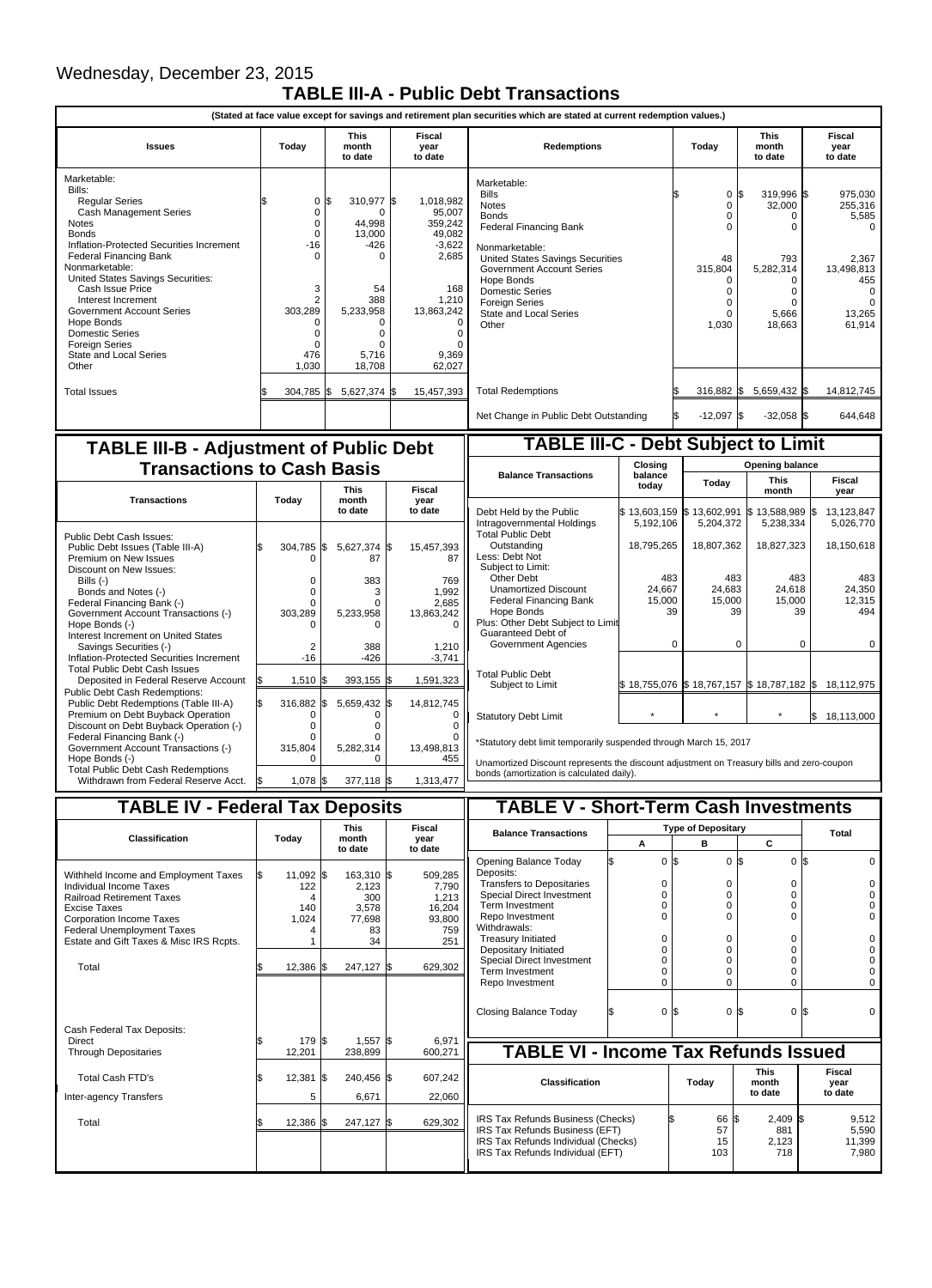Wednesday, December 23, 2015

# TABLE III-A - Public Debt Transactions

(Stated at face value except for savings and retirement plan securities which are stated at current redemption values.)

| Issues | Today | This month to date | Fiscal year to date |
|---|---|---|---|
| Marketable: | | | |
| Bills: | | | |
| Regular Series | $ 0 | $ 310,977 | $ 1,018,982 |
| Cash Management Series | 0 | 0 | 95,007 |
| Notes | 0 | 44,998 | 359,242 |
| Bonds | 0 | 13,000 | 49,082 |
| Inflation-Protected Securities Increment | -16 | -426 | -3,622 |
| Federal Financing Bank | 0 | 0 | 2,685 |
| Nonmarketable: | | | |
| United States Savings Securities: | | | |
| Cash Issue Price | 3 | 54 | 168 |
| Interest Increment | 2 | 388 | 1,210 |
| Government Account Series | 303,289 | 5,233,958 | 13,863,242 |
| Hope Bonds | 0 | 0 | 0 |
| Domestic Series | 0 | 0 | 0 |
| Foreign Series | 0 | 0 | 0 |
| State and Local Series | 476 | 5,716 | 9,369 |
| Other | 1,030 | 18,708 | 62,027 |
| Total Issues | $ 304,785 | $ 5,627,374 | $ 15,457,393 |

| Redemptions | Today | This month to date | Fiscal year to date |
|---|---|---|---|
| Marketable: | | | |
| Bills | $ 0 | $ 319,996 | $ 975,030 |
| Notes | 0 | 32,000 | 255,316 |
| Bonds | 0 | 0 | 5,585 |
| Federal Financing Bank | 0 | 0 | 0 |
| Nonmarketable: | | | |
| United States Savings Securities | 48 | 793 | 2,367 |
| Government Account Series | 315,804 | 5,282,314 | 13,498,813 |
| Hope Bonds | 0 | 0 | 455 |
| Domestic Series | 0 | 0 | 0 |
| Foreign Series | 0 | 0 | 0 |
| State and Local Series | 0 | 5,666 | 13,265 |
| Other | 1,030 | 18,663 | 61,914 |
| Total Redemptions | $ 316,882 | $ 5,659,432 | $ 14,812,745 |
| Net Change in Public Debt Outstanding | $ -12,097 | $ -32,058 | $ 644,648 |

# TABLE III-B - Adjustment of Public Debt Transactions to Cash Basis

| Transactions | Today | This month to date | Fiscal year to date |
|---|---|---|---|
| Public Debt Cash Issues: | | | |
| Public Debt Issues (Table III-A) | $ 304,785 | $ 5,627,374 | $ 15,457,393 |
| Premium on New Issues | 0 | 87 | 87 |
| Discount on New Issues: | | | |
| Bills (-) | 0 | 383 | 769 |
| Bonds and Notes (-) | 0 | 3 | 1,992 |
| Federal Financing Bank (-) | 0 | 0 | 2,685 |
| Government Account Transactions (-) | 303,289 | 5,233,958 | 13,863,242 |
| Hope Bonds (-) | 0 | 0 | 0 |
| Interest Increment on United States Savings Securities (-) | 2 | 388 | 1,210 |
| Inflation-Protected Securities Increment | -16 | -426 | -3,741 |
| Total Public Debt Cash Issues Deposited in Federal Reserve Account | $ 1,510 | $ 393,155 | $ 1,591,323 |
| Public Debt Cash Redemptions: | | | |
| Public Debt Redemptions (Table III-A) | $ 316,882 | $ 5,659,432 | $ 14,812,745 |
| Premium on Debt Buyback Operation | 0 | 0 | 0 |
| Discount on Debt Buyback Operation (-) | 0 | 0 | 0 |
| Federal Financing Bank (-) | 0 | 0 | 0 |
| Government Account Transactions (-) | 315,804 | 5,282,314 | 13,498,813 |
| Hope Bonds (-) | 0 | 0 | 455 |
| Total Public Debt Cash Redemptions Withdrawn from Federal Reserve Acct. | $ 1,078 | $ 377,118 | $ 1,313,477 |

# TABLE III-C - Debt Subject to Limit

| Balance Transactions | Closing balance today | Opening balance Today | Opening balance This month | Opening balance Fiscal year |
|---|---|---|---|---|
| Debt Held by the Public | $ 13,603,159 | $ 13,602,991 | $ 13,588,989 | $ 13,123,847 |
| Intragovernmental Holdings | 5,192,106 | 5,204,372 | 5,238,334 | 5,026,770 |
| Total Public Debt Outstanding | 18,795,265 | 18,807,362 | 18,827,323 | 18,150,618 |
| Less: Debt Not Subject to Limit: | | | | |
| Other Debt | 483 | 483 | 483 | 483 |
| Unamortized Discount | 24,667 | 24,683 | 24,618 | 24,350 |
| Federal Financing Bank | 15,000 | 15,000 | 15,000 | 12,315 |
| Hope Bonds | 39 | 39 | 39 | 494 |
| Plus: Other Debt Subject to Limit | | | | |
| Guaranteed Debt of Government Agencies | 0 | 0 | 0 | 0 |
| Total Public Debt Subject to Limit | $ 18,755,076 | $ 18,767,157 | $ 18,787,182 | $ 18,112,975 |
| Statutory Debt Limit | * | * | * | $ 18,113,000 |

*Statutory debt limit temporarily suspended through March 15, 2017

Unamortized Discount represents the discount adjustment on Treasury bills and zero-coupon bonds (amortization is calculated daily).

# TABLE IV - Federal Tax Deposits

| Classification | Today | This month to date | Fiscal year to date |
|---|---|---|---|
| Withheld Income and Employment Taxes | $ 11,092 | $ 163,310 | $ 509,285 |
| Individual Income Taxes | 122 | 2,123 | 7,790 |
| Railroad Retirement Taxes | 4 | 300 | 1,213 |
| Excise Taxes | 140 | 3,578 | 16,204 |
| Corporation Income Taxes | 1,024 | 77,698 | 93,800 |
| Federal Unemployment Taxes | 4 | 83 | 759 |
| Estate and Gift Taxes & Misc IRS Rcpts. | 1 | 34 | 251 |
| Total | $ 12,386 | $ 247,127 | $ 629,302 |
| Cash Federal Tax Deposits: | | | |
| Direct | $ 179 | $ 1,557 | $ 6,971 |
| Through Depositaries | 12,201 | 238,899 | 600,271 |
| Total Cash FTD's | $ 12,381 | $ 240,456 | $ 607,242 |
| Inter-agency Transfers | 5 | 6,671 | 22,060 |
| Total | $ 12,386 | $ 247,127 | $ 629,302 |

# TABLE V - Short-Term Cash Investments

| Balance Transactions | Type of Depositary A | Type of Depositary B | Type of Depositary C | Total |
|---|---|---|---|---|
| Opening Balance Today | $ 0 | $ 0 | $ 0 | $ 0 |
| Deposits: | | | | |
| Transfers to Depositaries | 0 | 0 | 0 | 0 |
| Special Direct Investment | 0 | 0 | 0 | 0 |
| Term Investment | 0 | 0 | 0 | 0 |
| Repo Investment | 0 | 0 | 0 | 0 |
| Withdrawals: | | | | |
| Treasury Initiated | 0 | 0 | 0 | 0 |
| Depositary Initiated | 0 | 0 | 0 | 0 |
| Special Direct Investment | 0 | 0 | 0 | 0 |
| Term Investment | 0 | 0 | 0 | 0 |
| Repo Investment | 0 | 0 | 0 | 0 |
| Closing Balance Today | $ 0 | $ 0 | $ 0 | $ 0 |

# TABLE VI - Income Tax Refunds Issued

| Classification | Today | This month to date | Fiscal year to date |
|---|---|---|---|
| IRS Tax Refunds Business (Checks) | $ 66 | $ 2,409 | $ 9,512 |
| IRS Tax Refunds Business (EFT) | 57 | 881 | 5,590 |
| IRS Tax Refunds Individual (Checks) | 15 | 2,123 | 11,399 |
| IRS Tax Refunds Individual (EFT) | 103 | 718 | 7,980 |